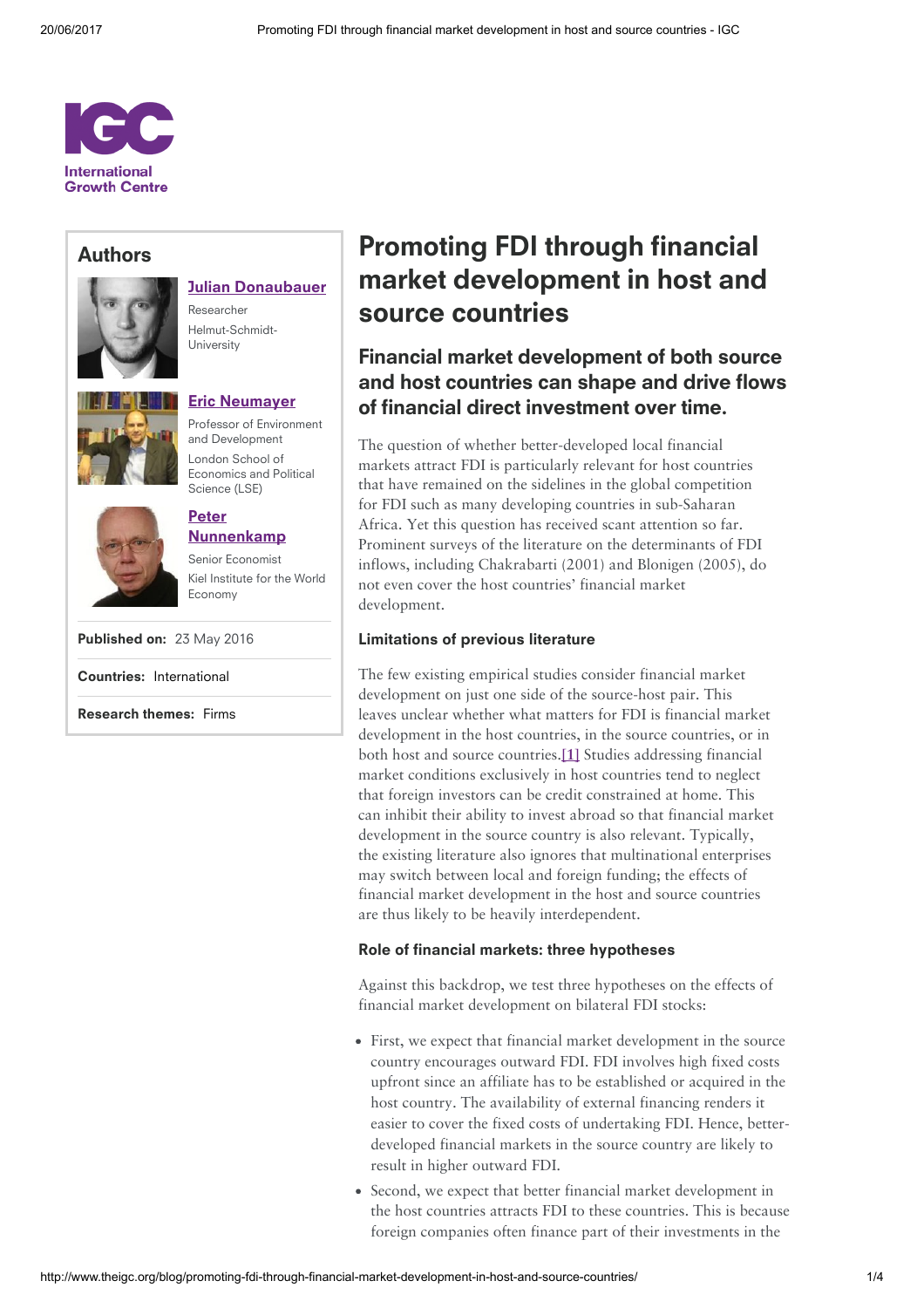International Growth Centre

## Authors

**Julian Donaubauer**
Researcher
Helmut-Schmidt-University

**Eric Neumayer**
Professor of Environment and Development
London School of Economics and Political Science (LSE)

**Peter Nunnenkamp**
Senior Economist
Kiel Institute for the World Economy

**Published on:** 23 May 2016

**Countries:** International

**Research themes:** Firms

# Promoting FDI through financial market development in host and source countries

## Financial market development of both source and host countries can shape and drive flows of financial direct investment over time.

The question of whether better-developed local financial markets attract FDI is particularly relevant for host countries that have remained on the sidelines in the global competition for FDI such as many developing countries in sub-Saharan Africa. Yet this question has received scant attention so far. Prominent surveys of the literature on the determinants of FDI inflows, including Chakrabarti (2001) and Blonigen (2005), do not even cover the host countries' financial market development.

### Limitations of previous literature

The few existing empirical studies consider financial market development on just one side of the source-host pair. This leaves unclear whether what matters for FDI is financial market development in the host countries, in the source countries, or in both host and source countries.[1] Studies addressing financial market conditions exclusively in host countries tend to neglect that foreign investors can be credit constrained at home. This can inhibit their ability to invest abroad so that financial market development in the source country is also relevant. Typically, the existing literature also ignores that multinational enterprises may switch between local and foreign funding; the effects of financial market development in the host and source countries are thus likely to be heavily interdependent.

### Role of financial markets: three hypotheses

Against this backdrop, we test three hypotheses on the effects of financial market development on bilateral FDI stocks:

- First, we expect that financial market development in the source country encourages outward FDI. FDI involves high fixed costs upfront since an affiliate has to be established or acquired in the host country. The availability of external financing renders it easier to cover the fixed costs of undertaking FDI. Hence, better-developed financial markets in the source country are likely to result in higher outward FDI.
- Second, we expect that better financial market development in the host countries attracts FDI to these countries. This is because foreign companies often finance part of their investments in the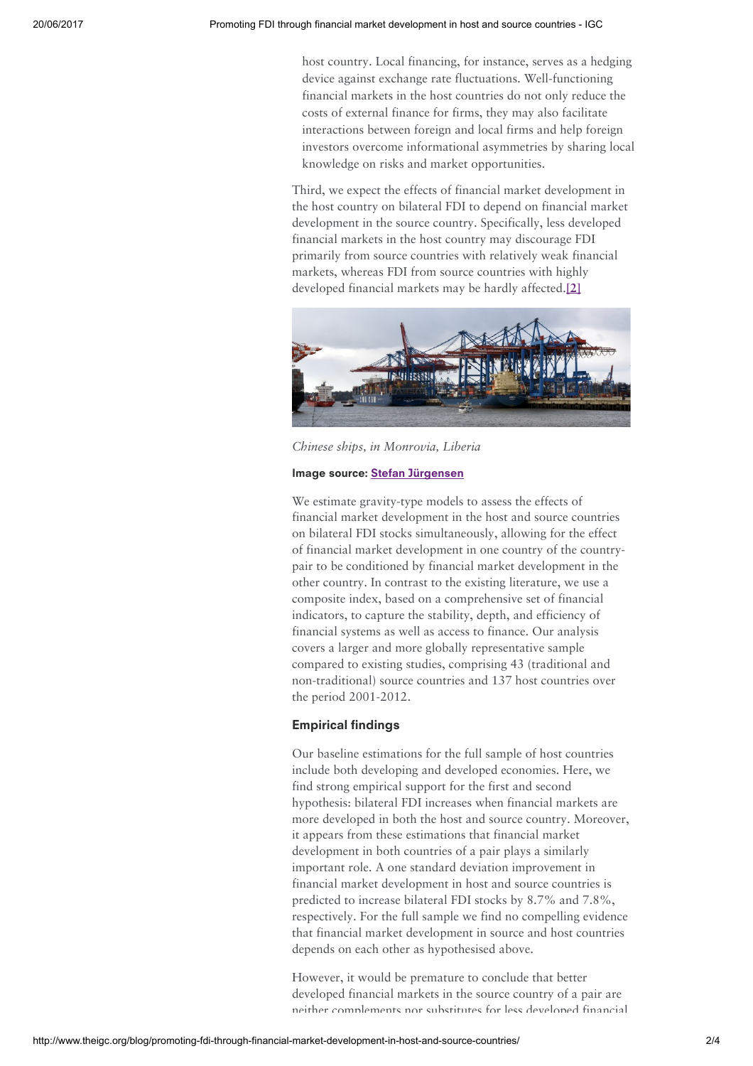host country. Local financing, for instance, serves as a hedging device against exchange rate fluctuations. Well-functioning financial markets in the host countries do not only reduce the costs of external finance for firms, they may also facilitate interactions between foreign and local firms and help foreign investors overcome informational asymmetries by sharing local knowledge on risks and market opportunities.

Third, we expect the effects of financial market development in the host country on bilateral FDI to depend on financial market development in the source country. Specifically, less developed financial markets in the host country may discourage FDI primarily from source countries with relatively weak financial markets, whereas FDI from source countries with highly developed financial markets may be hardly affected.[2]

*Chinese ships, in Monrovia, Liberia*

**Image source: Stefan Jürgensen**

We estimate gravity-type models to assess the effects of financial market development in the host and source countries on bilateral FDI stocks simultaneously, allowing for the effect of financial market development in one country of the country-pair to be conditioned by financial market development in the other country. In contrast to the existing literature, we use a composite index, based on a comprehensive set of financial indicators, to capture the stability, depth, and efficiency of financial systems as well as access to finance. Our analysis covers a larger and more globally representative sample compared to existing studies, comprising 43 (traditional and non-traditional) source countries and 137 host countries over the period 2001-2012.

## Empirical findings

Our baseline estimations for the full sample of host countries include both developing and developed economies. Here, we find strong empirical support for the first and second hypothesis: bilateral FDI increases when financial markets are more developed in both the host and source country. Moreover, it appears from these estimations that financial market development in both countries of a pair plays a similarly important role. A one standard deviation improvement in financial market development in host and source countries is predicted to increase bilateral FDI stocks by 8.7% and 7.8%, respectively. For the full sample we find no compelling evidence that financial market development in source and host countries depends on each other as hypothesised above.

However, it would be premature to conclude that better developed financial markets in the source country of a pair are neither complements nor substitutes for less developed financial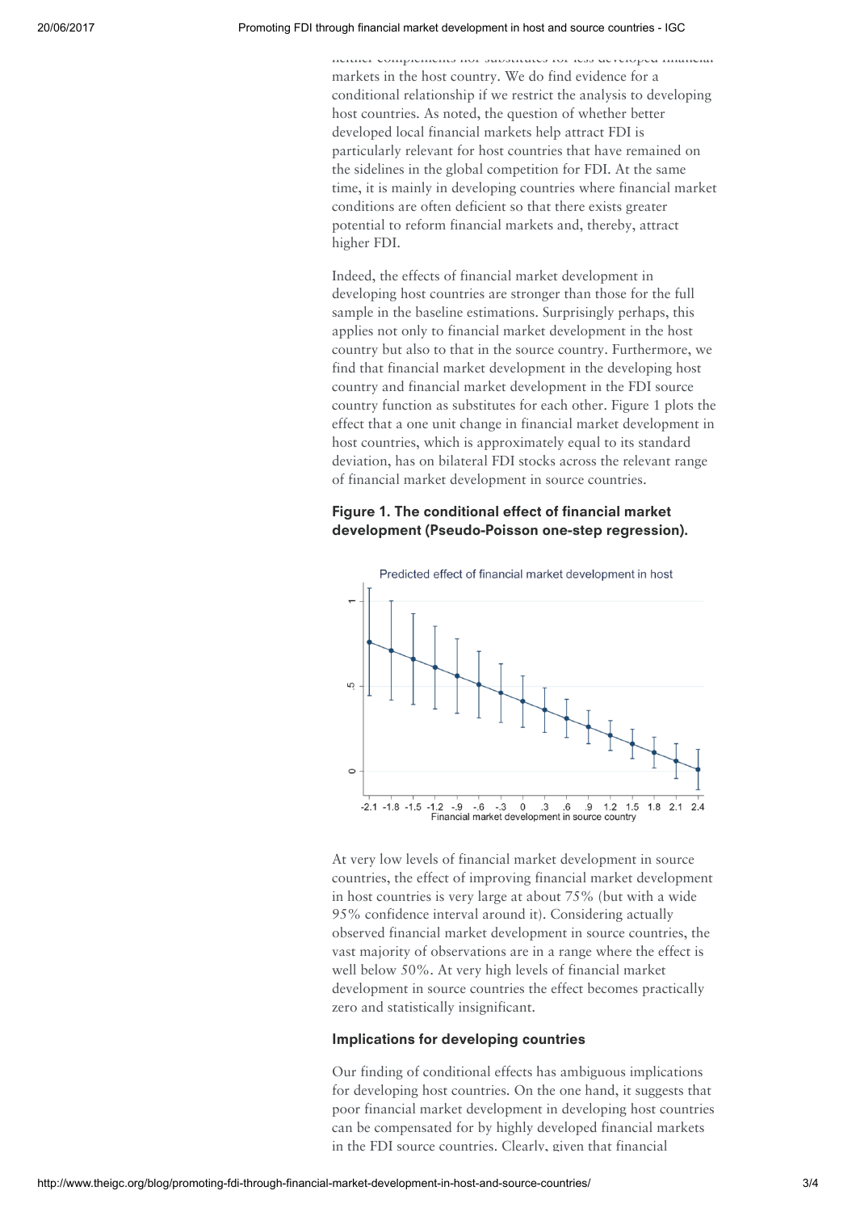neither complements nor substitutes for less developed financial markets in the host country. We do find evidence for a conditional relationship if we restrict the analysis to developing host countries. As noted, the question of whether better developed local financial markets help attract FDI is particularly relevant for host countries that have remained on the sidelines in the global competition for FDI. At the same time, it is mainly in developing countries where financial market conditions are often deficient so that there exists greater potential to reform financial markets and, thereby, attract higher FDI.

Indeed, the effects of financial market development in developing host countries are stronger than those for the full sample in the baseline estimations. Surprisingly perhaps, this applies not only to financial market development in the host country but also to that in the source country. Furthermore, we find that financial market development in the developing host country and financial market development in the FDI source country function as substitutes for each other. Figure 1 plots the effect that a one unit change in financial market development in host countries, which is approximately equal to its standard deviation, has on bilateral FDI stocks across the relevant range of financial market development in source countries.

#### Figure 1. The conditional effect of financial market development (Pseudo-Poisson one-step regression).

At very low levels of financial market development in source countries, the effect of improving financial market development in host countries is very large at about 75% (but with a wide 95% confidence interval around it). Considering actually observed financial market development in source countries, the vast majority of observations are in a range where the effect is well below 50%. At very high levels of financial market development in source countries the effect becomes practically zero and statistically insignificant.

#### Implications for developing countries

Our finding of conditional effects has ambiguous implications for developing host countries. On the one hand, it suggests that poor financial market development in developing host countries can be compensated for by highly developed financial markets in the FDI source countries. Clearly, given that financial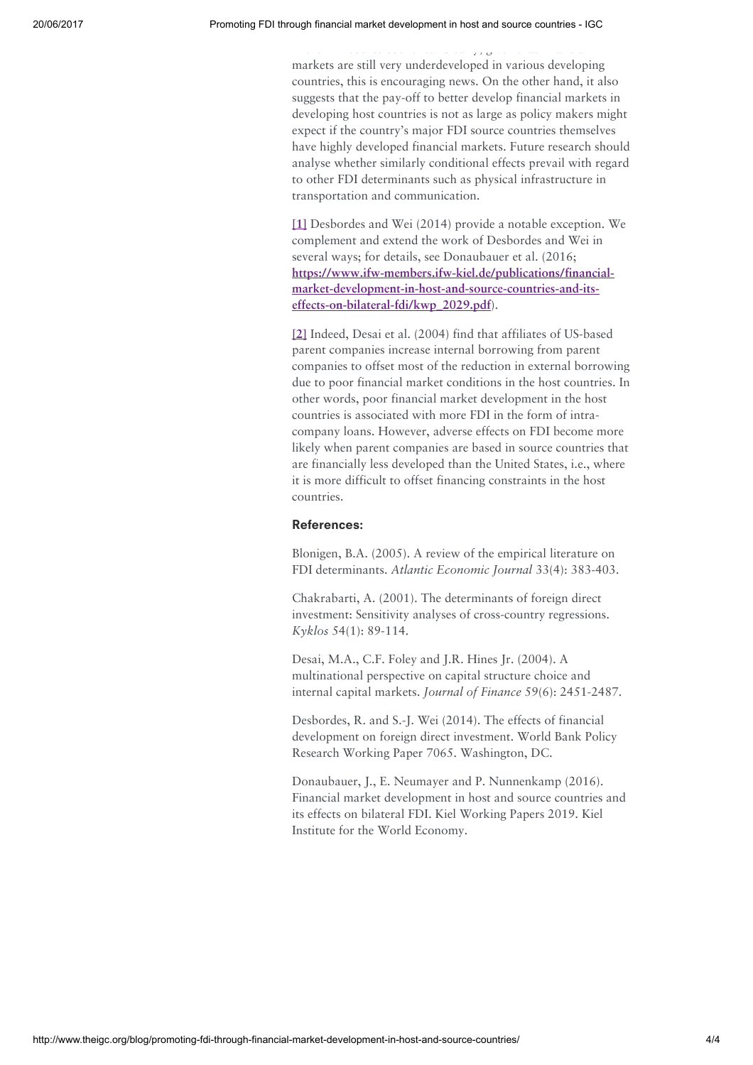markets are still very underdeveloped in various developing countries, this is encouraging news. On the other hand, it also suggests that the pay-off to better develop financial markets in developing host countries is not as large as policy makers might expect if the country's major FDI source countries themselves have highly developed financial markets. Future research should analyse whether similarly conditional effects prevail with regard to other FDI determinants such as physical infrastructure in transportation and communication.

[1] Desbordes and Wei (2014) provide a notable exception. We complement and extend the work of Desbordes and Wei in several ways; for details, see Donaubauer et al. (2016; https://www.ifw-members.ifw-kiel.de/publications/financial-market-development-in-host-and-source-countries-and-its-effects-on-bilateral-fdi/kwp_2029.pdf).

[2] Indeed, Desai et al. (2004) find that affiliates of US-based parent companies increase internal borrowing from parent companies to offset most of the reduction in external borrowing due to poor financial market conditions in the host countries. In other words, poor financial market development in the host countries is associated with more FDI in the form of intra-company loans. However, adverse effects on FDI become more likely when parent companies are based in source countries that are financially less developed than the United States, i.e., where it is more difficult to offset financing constraints in the host countries.

## References:

Blonigen, B.A. (2005). A review of the empirical literature on FDI determinants. *Atlantic Economic Journal* 33(4): 383-403.

Chakrabarti, A. (2001). The determinants of foreign direct investment: Sensitivity analyses of cross-country regressions. *Kyklos* 54(1): 89-114.

Desai, M.A., C.F. Foley and J.R. Hines Jr. (2004). A multinational perspective on capital structure choice and internal capital markets. *Journal of Finance* 59(6): 2451-2487.

Desbordes, R. and S.-J. Wei (2014). The effects of financial development on foreign direct investment. World Bank Policy Research Working Paper 7065. Washington, DC.

Donaubauer, J., E. Neumayer and P. Nunnenkamp (2016). Financial market development in host and source countries and its effects on bilateral FDI. Kiel Working Papers 2019. Kiel Institute for the World Economy.